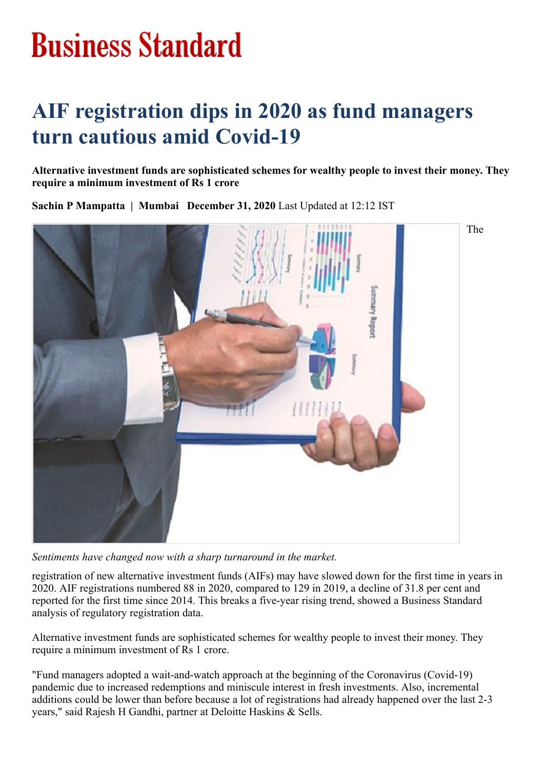# Business Standard

# AIF registration dips in 2020 as fund managers turn cautious amid Covid-19

**Alternative investment funds are sophisticated schemes for wealthy people to invest their money. They require a minimum investment of Rs 1 crore**

**Sachin P Mampatta | Mumbai December 31, 2020** Last Updated at 12:12 IST

*Sentiments have changed now with a sharp turnaround in the market.*

The registration of new alternative investment funds (AIFs) may have slowed down for the first time in years in 2020. AIF registrations numbered 88 in 2020, compared to 129 in 2019, a decline of 31.8 per cent and reported for the first time since 2014. This breaks a five-year rising trend, showed a Business Standard analysis of regulatory registration data.

Alternative investment funds are sophisticated schemes for wealthy people to invest their money. They require a minimum investment of Rs 1 crore.

"Fund managers adopted a wait-and-watch approach at the beginning of the Coronavirus (Covid-19) pandemic due to increased redemptions and miniscule interest in fresh investments. Also, incremental additions could be lower than before because a lot of registrations had already happened over the last 2-3 years," said Rajesh H Gandhi, partner at Deloitte Haskins & Sells.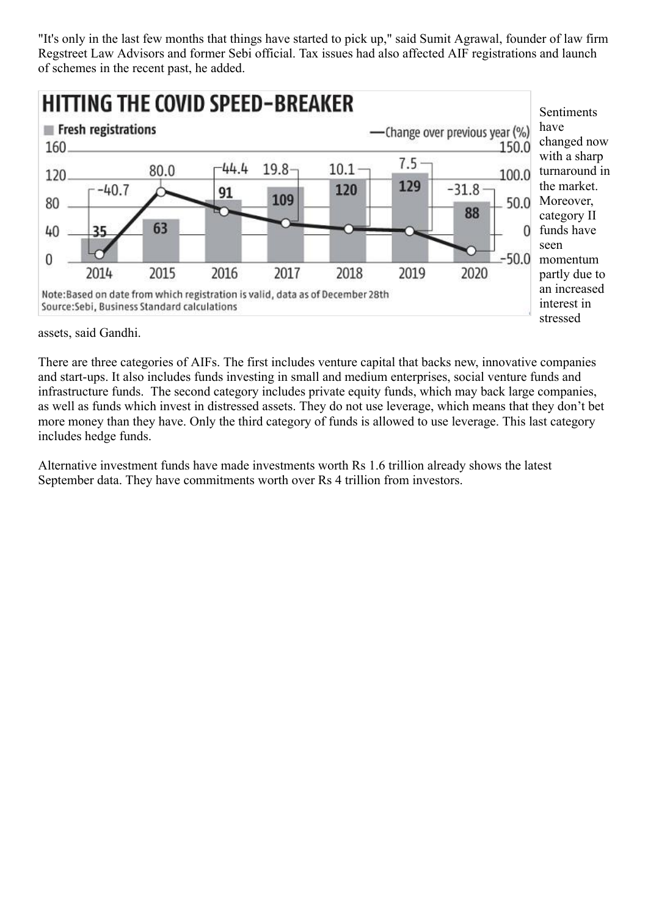"It's only in the last few months that things have started to pick up," said Sumit Agrawal, founder of law firm Regstreet Law Advisors and former Sebi official. Tax issues had also affected AIF registrations and launch of schemes in the recent past, he added.

**HITTING THE COVID SPEED-BREAKER**

Fresh registrations

—Change over previous year (%)

160, 120, 80, 40, 0

150.0, 100.0, 50.0, 0, -50.0

2014: 35, -40.7

2015: 63, 80.0

2016: 91, 44.4

2017: 109, 19.8

2018: 120, 10.1

2019: 129, 7.5

2020: 88, -31.8

Note: Based on date from which registration is valid, data as of December 28th

Source: Sebi, Business Standard calculations

Sentiments have changed now with a sharp turnaround in the market. Moreover, category II funds have seen momentum partly due to an increased interest in stressed assets, said Gandhi.

There are three categories of AIFs. The first includes venture capital that backs new, innovative companies and start-ups. It also includes funds investing in small and medium enterprises, social venture funds and infrastructure funds. The second category includes private equity funds, which may back large companies, as well as funds which invest in distressed assets. They do not use leverage, which means that they don't bet more money than they have. Only the third category of funds is allowed to use leverage. This last category includes hedge funds.

Alternative investment funds have made investments worth Rs 1.6 trillion already shows the latest September data. They have commitments worth over Rs 4 trillion from investors.